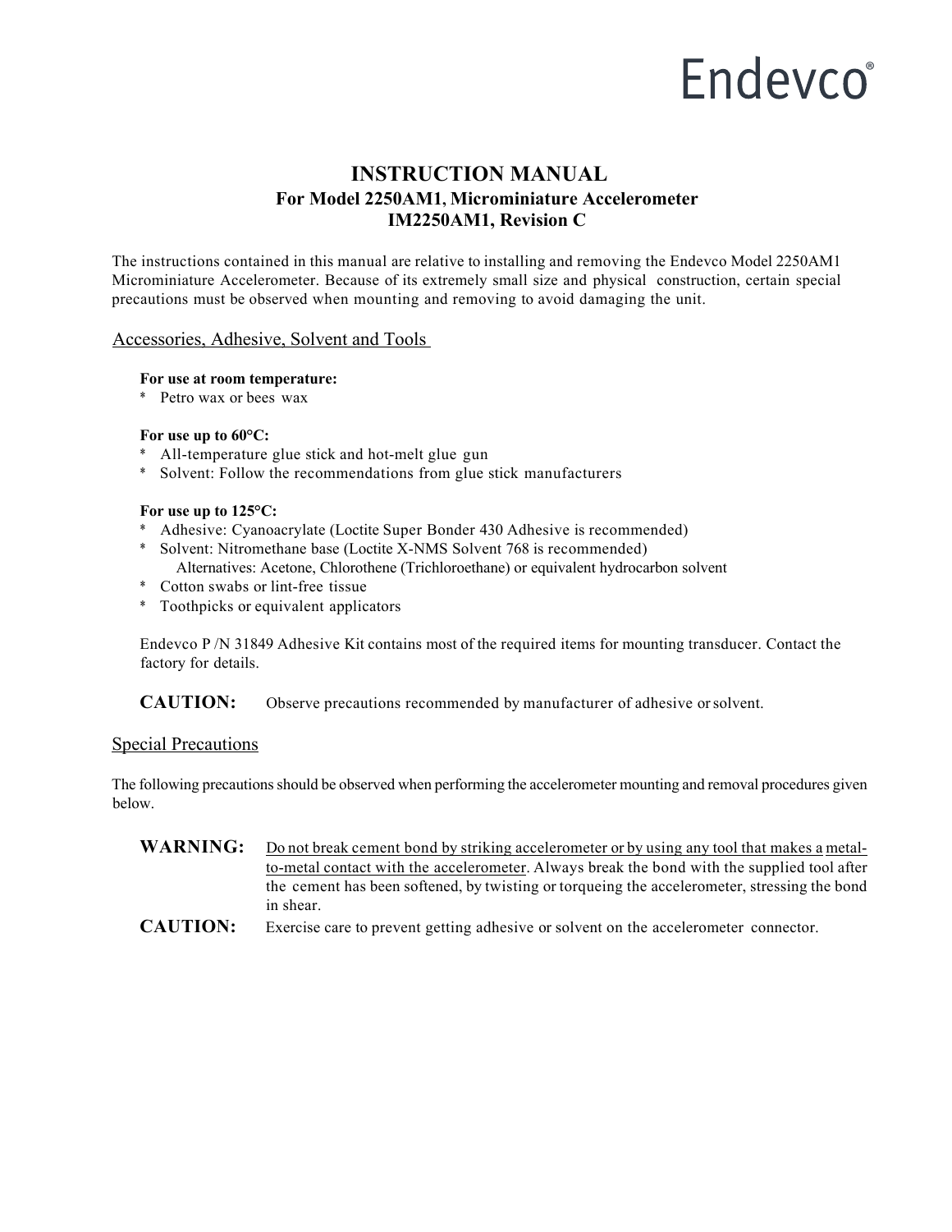Endevco®

# INSTRUCTION MANUAL

## For Model 2250AM1, Microminiature Accelerometer
## IM2250AM1, Revision C

The instructions contained in this manual are relative to installing and removing the Endevco Model 2250AM1 Microminiature Accelerometer. Because of its extremely small size and physical construction, certain special precautions must be observed when mounting and removing to avoid damaging the unit.

### <u>Accessories, Adhesive, Solvent and Tools</u>

**For use at room temperature:**

* Petro wax or bees wax

**For use up to 60°C:**

* All-temperature glue stick and hot-melt glue gun
* Solvent: Follow the recommendations from glue stick manufacturers

**For use up to 125°C:**

* Adhesive: Cyanoacrylate (Loctite Super Bonder 430 Adhesive is recommended)
* Solvent: Nitromethane base (Loctite X-NMS Solvent 768 is recommended)
  Alternatives: Acetone, Chlorothene (Trichloroethane) or equivalent hydrocarbon solvent
* Cotton swabs or lint-free tissue
* Toothpicks or equivalent applicators

Endevco P /N 31849 Adhesive Kit contains most of the required items for mounting transducer. Contact the factory for details.

**CAUTION:** Observe precautions recommended by manufacturer of adhesive or solvent.

### <u>Special Precautions</u>

The following precautions should be observed when performing the accelerometer mounting and removal procedures given below.

**WARNING:** <u>Do not break cement bond by striking accelerometer or by using any tool that makes a metal-to-metal contact with the accelerometer</u>. Always break the bond with the supplied tool after the cement has been softened, by twisting or torqueing the accelerometer, stressing the bond in shear.

**CAUTION:** Exercise care to prevent getting adhesive or solvent on the accelerometer connector.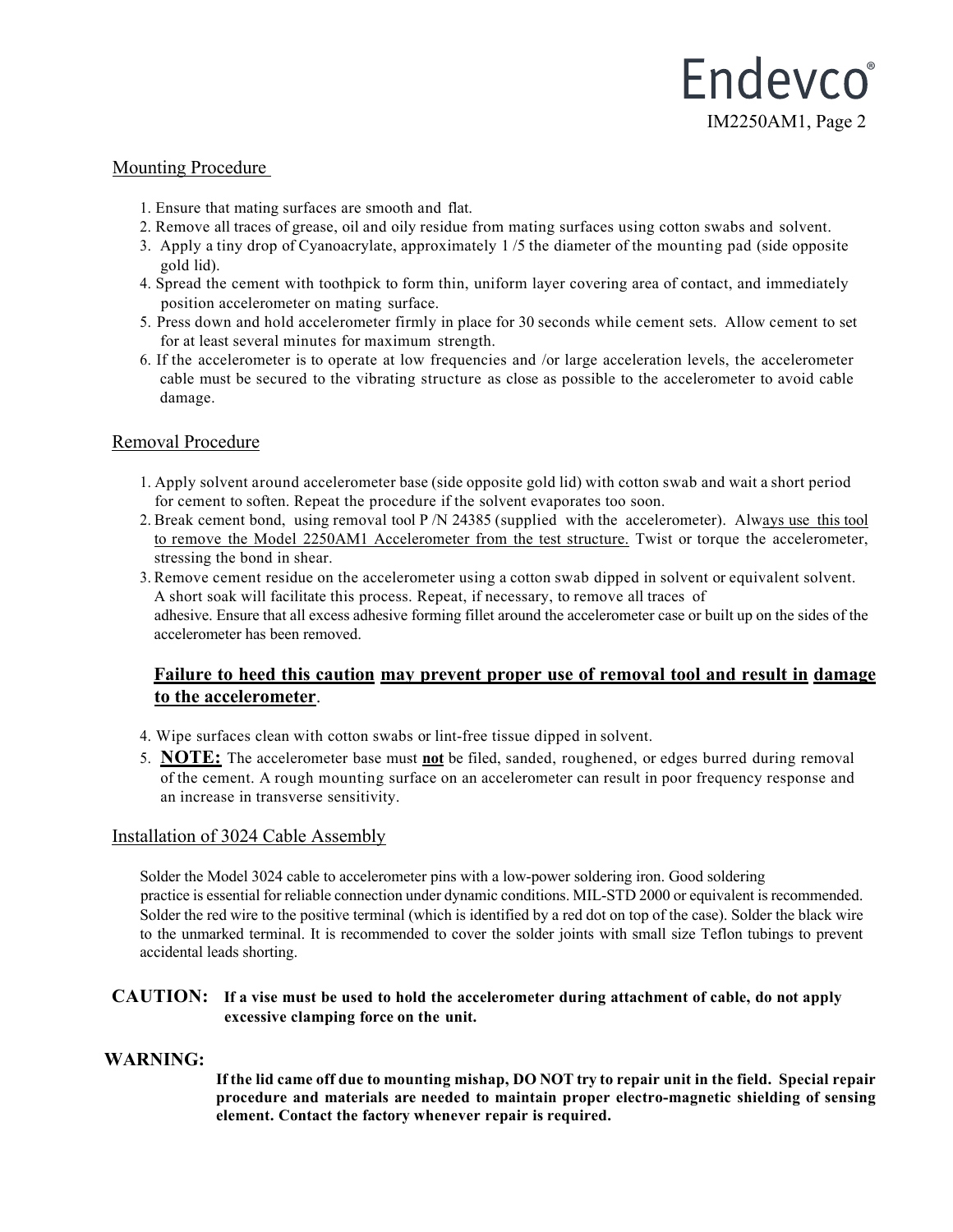## Mounting Procedure

1. Ensure that mating surfaces are smooth and flat.
2. Remove all traces of grease, oil and oily residue from mating surfaces using cotton swabs and solvent.
3. Apply a tiny drop of Cyanoacrylate, approximately 1 /5 the diameter of the mounting pad (side opposite gold lid).
4. Spread the cement with toothpick to form thin, uniform layer covering area of contact, and immediately position accelerometer on mating surface.
5. Press down and hold accelerometer firmly in place for 30 seconds while cement sets. Allow cement to set for at least several minutes for maximum strength.
6. If the accelerometer is to operate at low frequencies and /or large acceleration levels, the accelerometer cable must be secured to the vibrating structure as close as possible to the accelerometer to avoid cable damage.

## Removal Procedure

1. Apply solvent around accelerometer base (side opposite gold lid) with cotton swab and wait a short period for cement to soften. Repeat the procedure if the solvent evaporates too soon.
2. Break cement bond, using removal tool P /N 24385 (supplied with the accelerometer). Always use this tool to remove the Model 2250AM1 Accelerometer from the test structure. Twist or torque the accelerometer, stressing the bond in shear.
3. Remove cement residue on the accelerometer using a cotton swab dipped in solvent or equivalent solvent. A short soak will facilitate this process. Repeat, if necessary, to remove all traces of adhesive. Ensure that all excess adhesive forming fillet around the accelerometer case or built up on the sides of the accelerometer has been removed.

**Failure to heed this caution may prevent proper use of removal tool and result in damage to the accelerometer**.

4. Wipe surfaces clean with cotton swabs or lint-free tissue dipped in solvent.
5. **NOTE:** The accelerometer base must **not** be filed, sanded, roughened, or edges burred during removal of the cement. A rough mounting surface on an accelerometer can result in poor frequency response and an increase in transverse sensitivity.

## Installation of 3024 Cable Assembly

Solder the Model 3024 cable to accelerometer pins with a low-power soldering iron. Good soldering practice is essential for reliable connection under dynamic conditions. MIL-STD 2000 or equivalent is recommended. Solder the red wire to the positive terminal (which is identified by a red dot on top of the case). Solder the black wire to the unmarked terminal. It is recommended to cover the solder joints with small size Teflon tubings to prevent accidental leads shorting.

**CAUTION: If a vise must be used to hold the accelerometer during attachment of cable, do not apply excessive clamping force on the unit.**

**WARNING:**

**If the lid came off due to mounting mishap, DO NOT try to repair unit in the field. Special repair procedure and materials are needed to maintain proper electro-magnetic shielding of sensing element. Contact the factory whenever repair is required.**